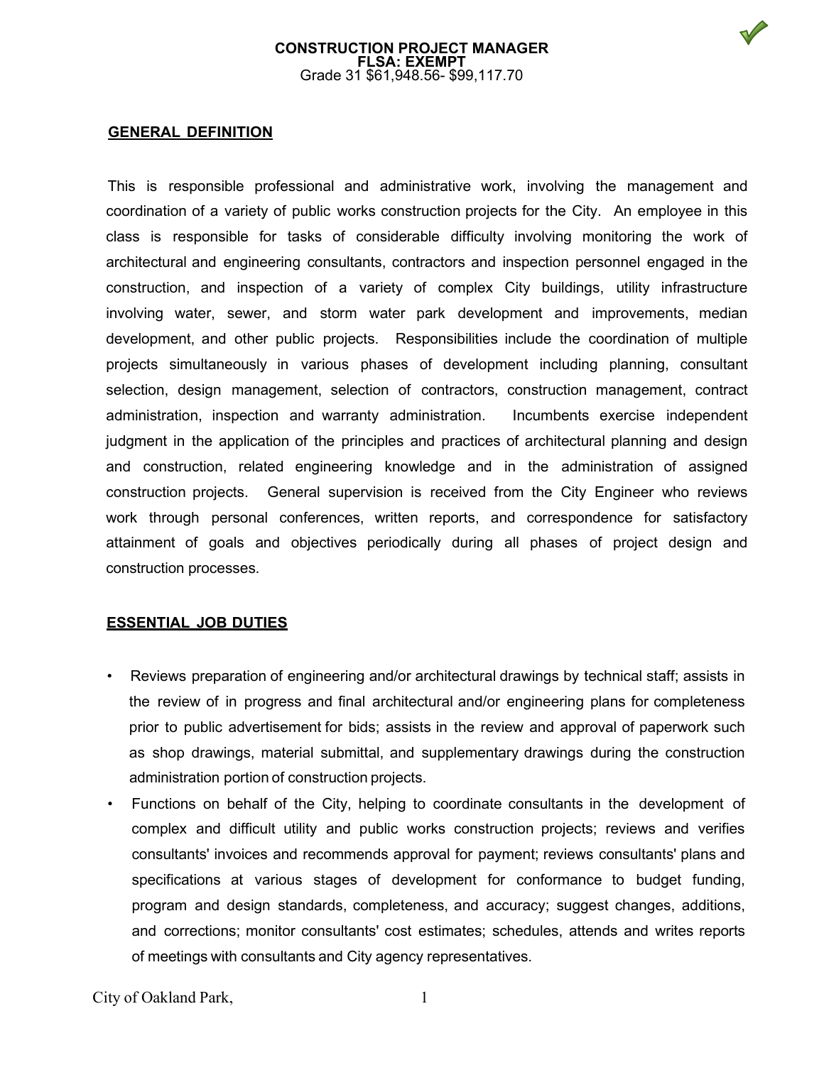**CONSTRUCTION PROJECT MANAGER**
**FLSA: EXEMPT**
Grade 31 $61,948.56- $99,117.70

## GENERAL DEFINITION

This is responsible professional and administrative work, involving the management and coordination of a variety of public works construction projects for the City. An employee in this class is responsible for tasks of considerable difficulty involving monitoring the work of architectural and engineering consultants, contractors and inspection personnel engaged in the construction, and inspection of a variety of complex City buildings, utility infrastructure involving water, sewer, and storm water park development and improvements, median development, and other public projects. Responsibilities include the coordination of multiple projects simultaneously in various phases of development including planning, consultant selection, design management, selection of contractors, construction management, contract administration, inspection and warranty administration. Incumbents exercise independent judgment in the application of the principles and practices of architectural planning and design and construction, related engineering knowledge and in the administration of assigned construction projects. General supervision is received from the City Engineer who reviews work through personal conferences, written reports, and correspondence for satisfactory attainment of goals and objectives periodically during all phases of project design and construction processes.

## ESSENTIAL JOB DUTIES

- Reviews preparation of engineering and/or architectural drawings by technical staff; assists in the review of in progress and final architectural and/or engineering plans for completeness prior to public advertisement for bids; assists in the review and approval of paperwork such as shop drawings, material submittal, and supplementary drawings during the construction administration portion of construction projects.
- Functions on behalf of the City, helping to coordinate consultants in the development of complex and difficult utility and public works construction projects; reviews and verifies consultants' invoices and recommends approval for payment; reviews consultants' plans and specifications at various stages of development for conformance to budget funding, program and design standards, completeness, and accuracy; suggest changes, additions, and corrections; monitor consultants' cost estimates; schedules, attends and writes reports of meetings with consultants and City agency representatives.

City of Oakland Park,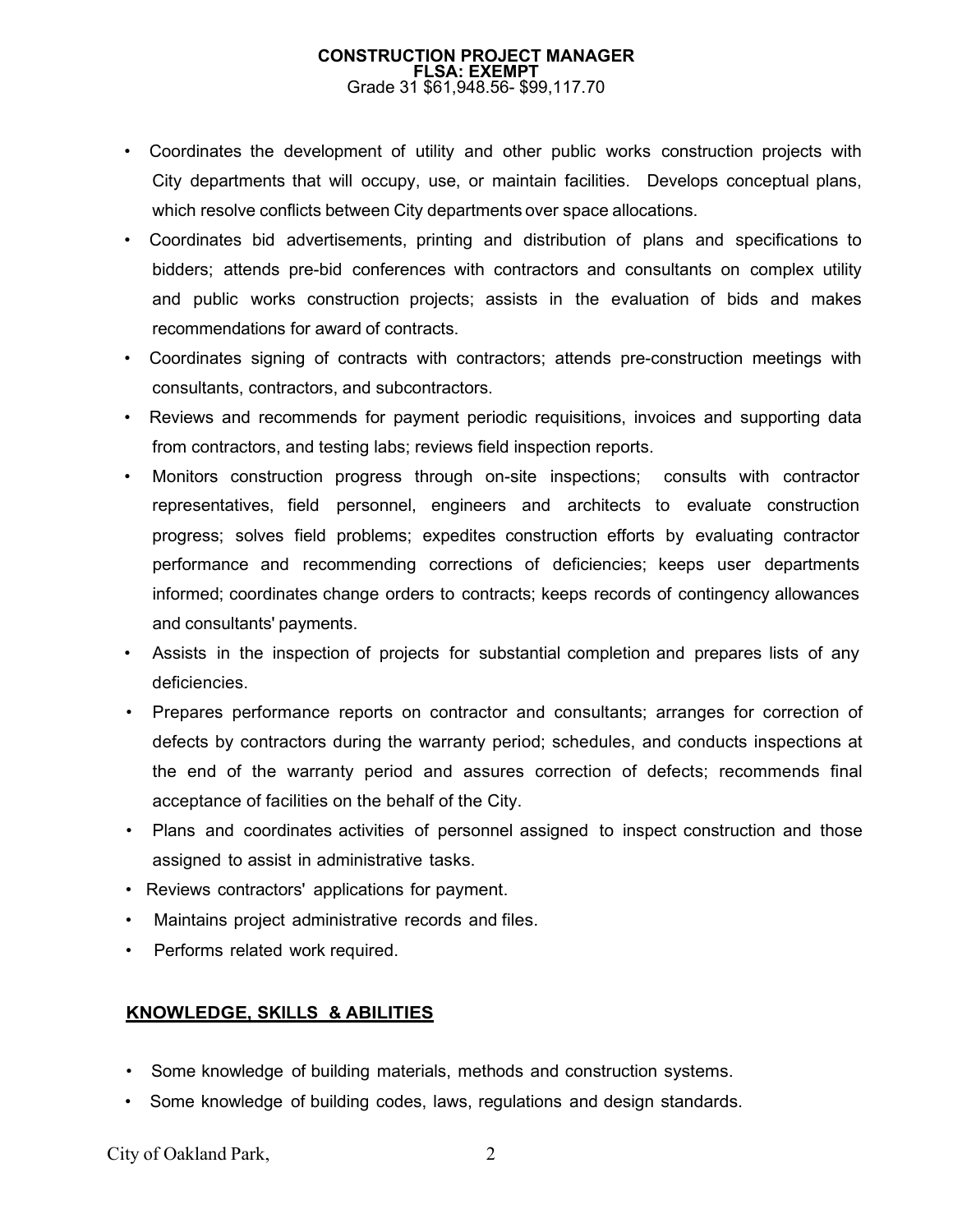- Coordinates the development of utility and other public works construction projects with City departments that will occupy, use, or maintain facilities. Develops conceptual plans, which resolve conflicts between City departments over space allocations.
- Coordinates bid advertisements, printing and distribution of plans and specifications to bidders; attends pre-bid conferences with contractors and consultants on complex utility and public works construction projects; assists in the evaluation of bids and makes recommendations for award of contracts.
- Coordinates signing of contracts with contractors; attends pre-construction meetings with consultants, contractors, and subcontractors.
- Reviews and recommends for payment periodic requisitions, invoices and supporting data from contractors, and testing labs; reviews field inspection reports.
- Monitors construction progress through on-site inspections; consults with contractor representatives, field personnel, engineers and architects to evaluate construction progress; solves field problems; expedites construction efforts by evaluating contractor performance and recommending corrections of deficiencies; keeps user departments informed; coordinates change orders to contracts; keeps records of contingency allowances and consultants' payments.
- Assists in the inspection of projects for substantial completion and prepares lists of any deficiencies.
- Prepares performance reports on contractor and consultants; arranges for correction of defects by contractors during the warranty period; schedules, and conducts inspections at the end of the warranty period and assures correction of defects; recommends final acceptance of facilities on the behalf of the City.
- Plans and coordinates activities of personnel assigned to inspect construction and those assigned to assist in administrative tasks.
- Reviews contractors' applications for payment.
- Maintains project administrative records and files.
- Performs related work required.

## KNOWLEDGE, SKILLS & ABILITIES

- Some knowledge of building materials, methods and construction systems.
- Some knowledge of building codes, laws, regulations and design standards.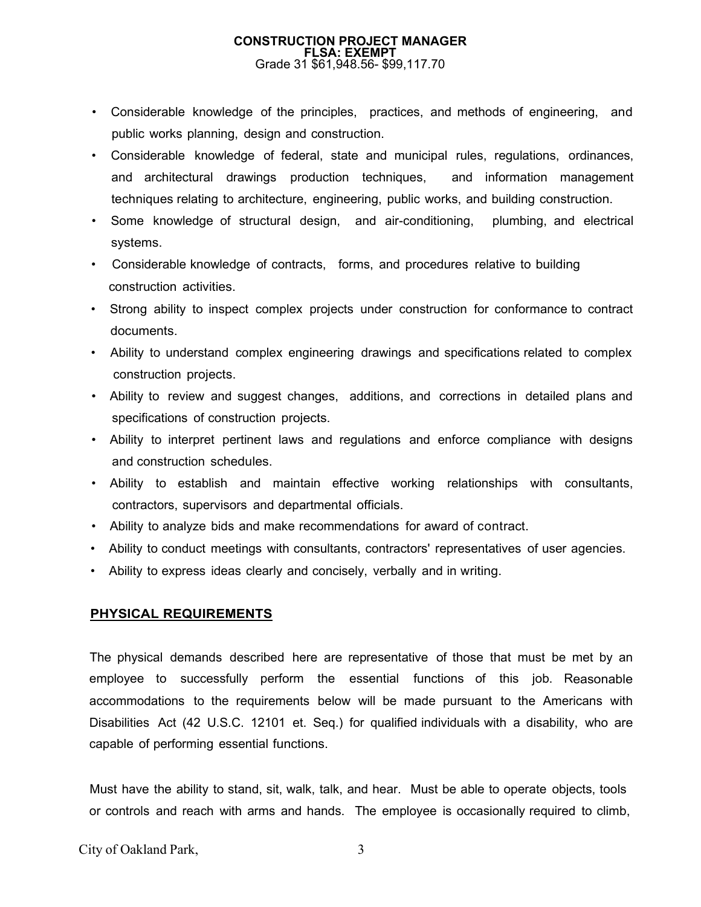**CONSTRUCTION PROJECT MANAGER**
**FLSA: EXEMPT**
Grade 31 $61,948.56- $99,117.70

- Considerable knowledge of the principles, practices, and methods of engineering, and public works planning, design and construction.
- Considerable knowledge of federal, state and municipal rules, regulations, ordinances, and architectural drawings production techniques, and information management techniques relating to architecture, engineering, public works, and building construction.
- Some knowledge of structural design, and air-conditioning, plumbing, and electrical systems.
- Considerable knowledge of contracts, forms, and procedures relative to building construction activities.
- Strong ability to inspect complex projects under construction for conformance to contract documents.
- Ability to understand complex engineering drawings and specifications related to complex construction projects.
- Ability to review and suggest changes, additions, and corrections in detailed plans and specifications of construction projects.
- Ability to interpret pertinent laws and regulations and enforce compliance with designs and construction schedules.
- Ability to establish and maintain effective working relationships with consultants, contractors, supervisors and departmental officials.
- Ability to analyze bids and make recommendations for award of contract.
- Ability to conduct meetings with consultants, contractors' representatives of user agencies.
- Ability to express ideas clearly and concisely, verbally and in writing.

## PHYSICAL REQUIREMENTS

The physical demands described here are representative of those that must be met by an employee to successfully perform the essential functions of this job. Reasonable accommodations to the requirements below will be made pursuant to the Americans with Disabilities Act (42 U.S.C. 12101 et. Seq.) for qualified individuals with a disability, who are capable of performing essential functions.

Must have the ability to stand, sit, walk, talk, and hear. Must be able to operate objects, tools or controls and reach with arms and hands. The employee is occasionally required to climb,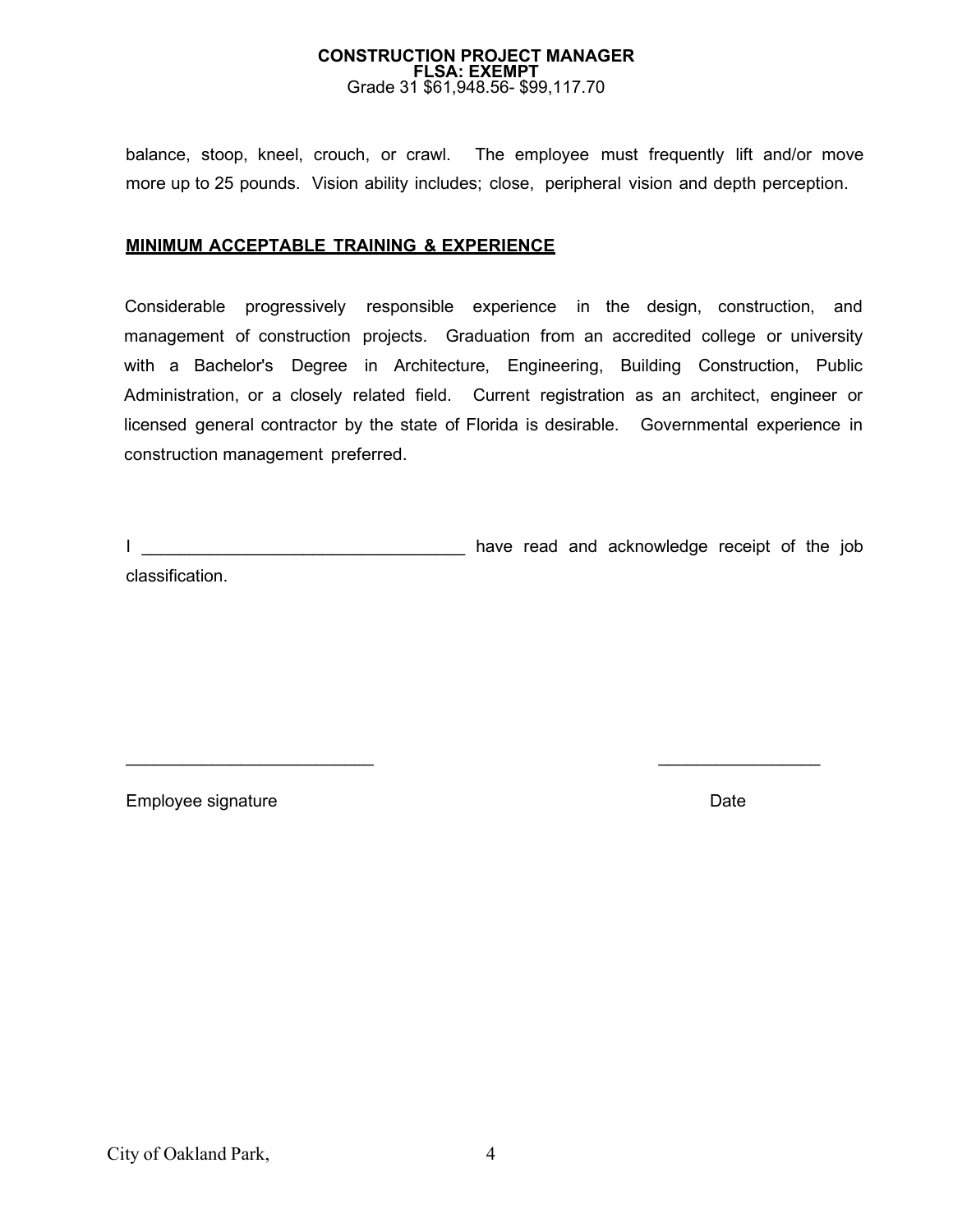balance, stoop, kneel, crouch, or crawl. The employee must frequently lift and/or move more up to 25 pounds. Vision ability includes; close, peripheral vision and depth perception.

## MINIMUM ACCEPTABLE TRAINING & EXPERIENCE

Considerable progressively responsible experience in the design, construction, and management of construction projects. Graduation from an accredited college or university with a Bachelor's Degree in Architecture, Engineering, Building Construction, Public Administration, or a closely related field. Current registration as an architect, engineer or licensed general contractor by the state of Florida is desirable. Governmental experience in construction management preferred.

I ______________________________ have read and acknowledge receipt of the job classification.

__________________________ &nbsp;&nbsp;&nbsp;&nbsp;&nbsp;&nbsp;&nbsp;&nbsp;&nbsp;&nbsp;&nbsp;&nbsp;&nbsp;&nbsp;&nbsp;&nbsp;&nbsp;&nbsp;&nbsp;&nbsp; _________________

Employee signature &nbsp;&nbsp;&nbsp;&nbsp;&nbsp;&nbsp;&nbsp;&nbsp;&nbsp;&nbsp;&nbsp;&nbsp;&nbsp;&nbsp;&nbsp;&nbsp;&nbsp;&nbsp;&nbsp;&nbsp;&nbsp;&nbsp;&nbsp;&nbsp;&nbsp;&nbsp;&nbsp;&nbsp;&nbsp;&nbsp; Date